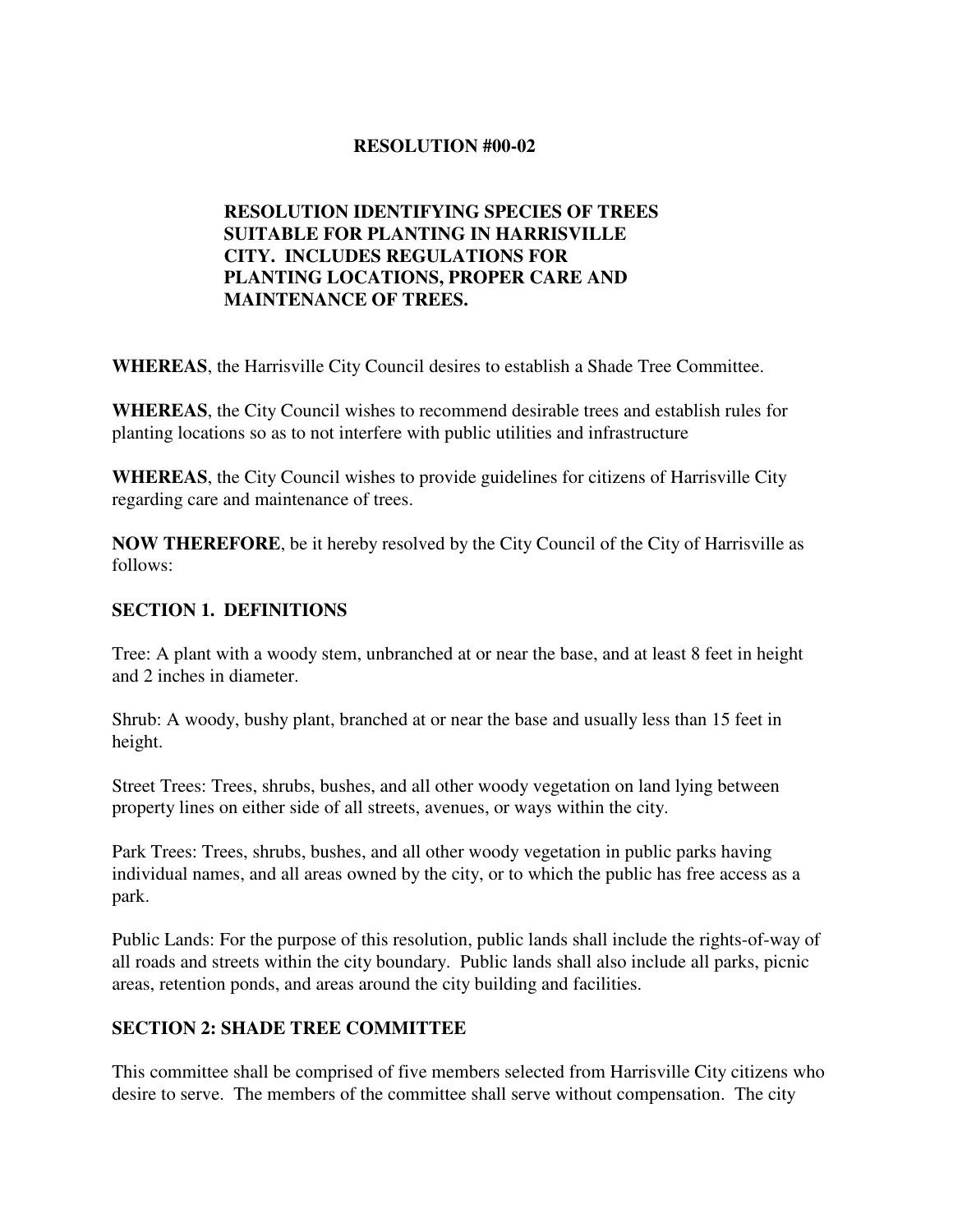# RESOLUTION #00-02

## RESOLUTION IDENTIFYING SPECIES OF TREES SUITABLE FOR PLANTING IN HARRISVILLE CITY. INCLUDES REGULATIONS FOR PLANTING LOCATIONS, PROPER CARE AND MAINTENANCE OF TREES.

**WHEREAS**, the Harrisville City Council desires to establish a Shade Tree Committee.

**WHEREAS**, the City Council wishes to recommend desirable trees and establish rules for planting locations so as to not interfere with public utilities and infrastructure

**WHEREAS**, the City Council wishes to provide guidelines for citizens of Harrisville City regarding care and maintenance of trees.

**NOW THEREFORE**, be it hereby resolved by the City Council of the City of Harrisville as follows:

## SECTION 1. DEFINITIONS

Tree: A plant with a woody stem, unbranched at or near the base, and at least 8 feet in height and 2 inches in diameter.

Shrub: A woody, bushy plant, branched at or near the base and usually less than 15 feet in height.

Street Trees: Trees, shrubs, bushes, and all other woody vegetation on land lying between property lines on either side of all streets, avenues, or ways within the city.

Park Trees: Trees, shrubs, bushes, and all other woody vegetation in public parks having individual names, and all areas owned by the city, or to which the public has free access as a park.

Public Lands: For the purpose of this resolution, public lands shall include the rights-of-way of all roads and streets within the city boundary. Public lands shall also include all parks, picnic areas, retention ponds, and areas around the city building and facilities.

## SECTION 2: SHADE TREE COMMITTEE

This committee shall be comprised of five members selected from Harrisville City citizens who desire to serve. The members of the committee shall serve without compensation. The city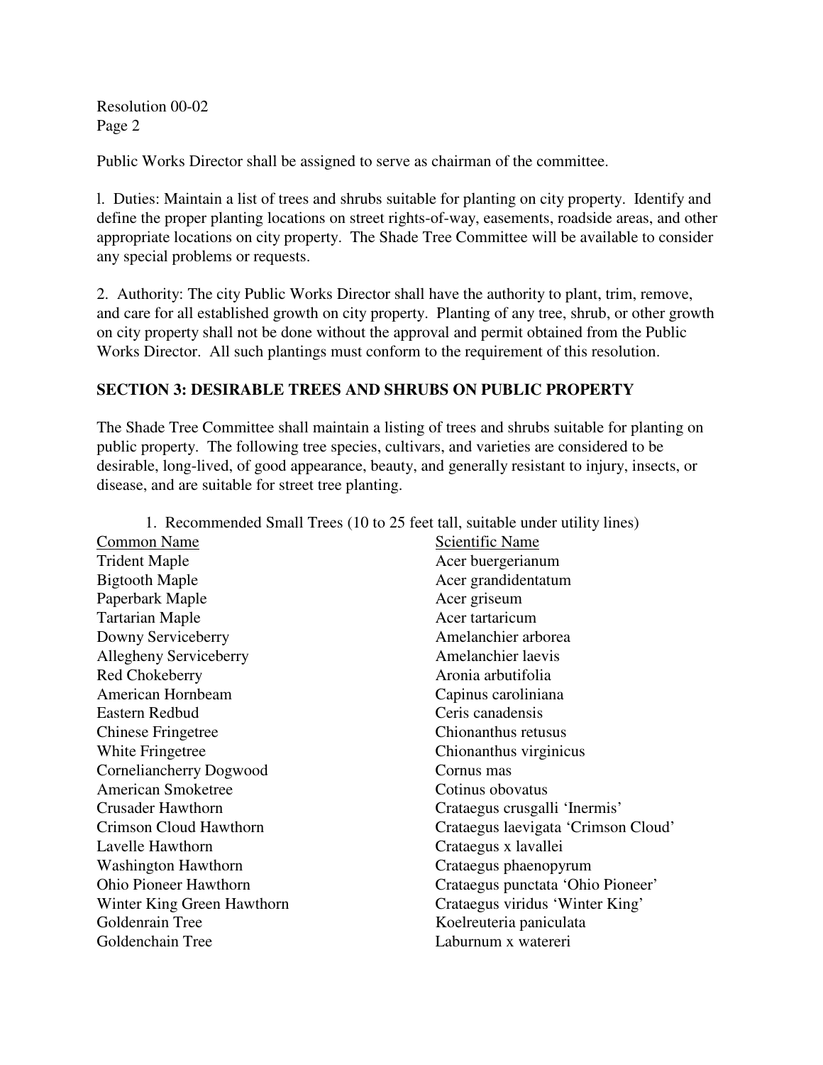Public Works Director shall be assigned to serve as chairman of the committee.

l. Duties: Maintain a list of trees and shrubs suitable for planting on city property. Identify and define the proper planting locations on street rights-of-way, easements, roadside areas, and other appropriate locations on city property. The Shade Tree Committee will be available to consider any special problems or requests.

2. Authority: The city Public Works Director shall have the authority to plant, trim, remove, and care for all established growth on city property. Planting of any tree, shrub, or other growth on city property shall not be done without the approval and permit obtained from the Public Works Director. All such plantings must conform to the requirement of this resolution.

## SECTION 3: DESIRABLE TREES AND SHRUBS ON PUBLIC PROPERTY

The Shade Tree Committee shall maintain a listing of trees and shrubs suitable for planting on public property. The following tree species, cultivars, and varieties are considered to be desirable, long-lived, of good appearance, beauty, and generally resistant to injury, insects, or disease, and are suitable for street tree planting.

1. Recommended Small Trees (10 to 25 feet tall, suitable under utility lines)

| Common Name | Scientific Name |
|---|---|
| Trident Maple | Acer buergerianum |
| Bigtooth Maple | Acer grandidentatum |
| Paperbark Maple | Acer griseum |
| Tartarian Maple | Acer tartaricum |
| Downy Serviceberry | Amelanchier arborea |
| Allegheny Serviceberry | Amelanchier laevis |
| Red Chokeberry | Aronia arbutifolia |
| American Hornbeam | Capinus caroliniana |
| Eastern Redbud | Ceris canadensis |
| Chinese Fringetree | Chionanthus retusus |
| White Fringetree | Chionanthus virginicus |
| Corneliancherry Dogwood | Cornus mas |
| American Smoketree | Cotinus obovatus |
| Crusader Hawthorn | Crataegus crusgalli 'Inermis' |
| Crimson Cloud Hawthorn | Crataegus laevigata 'Crimson Cloud' |
| Lavelle Hawthorn | Crataegus x lavallei |
| Washington Hawthorn | Crataegus phaenopyrum |
| Ohio Pioneer Hawthorn | Crataegus punctata 'Ohio Pioneer' |
| Winter King Green Hawthorn | Crataegus viridus 'Winter King' |
| Goldenrain Tree | Koelreuteria paniculata |
| Goldenchain Tree | Laburnum x watereri |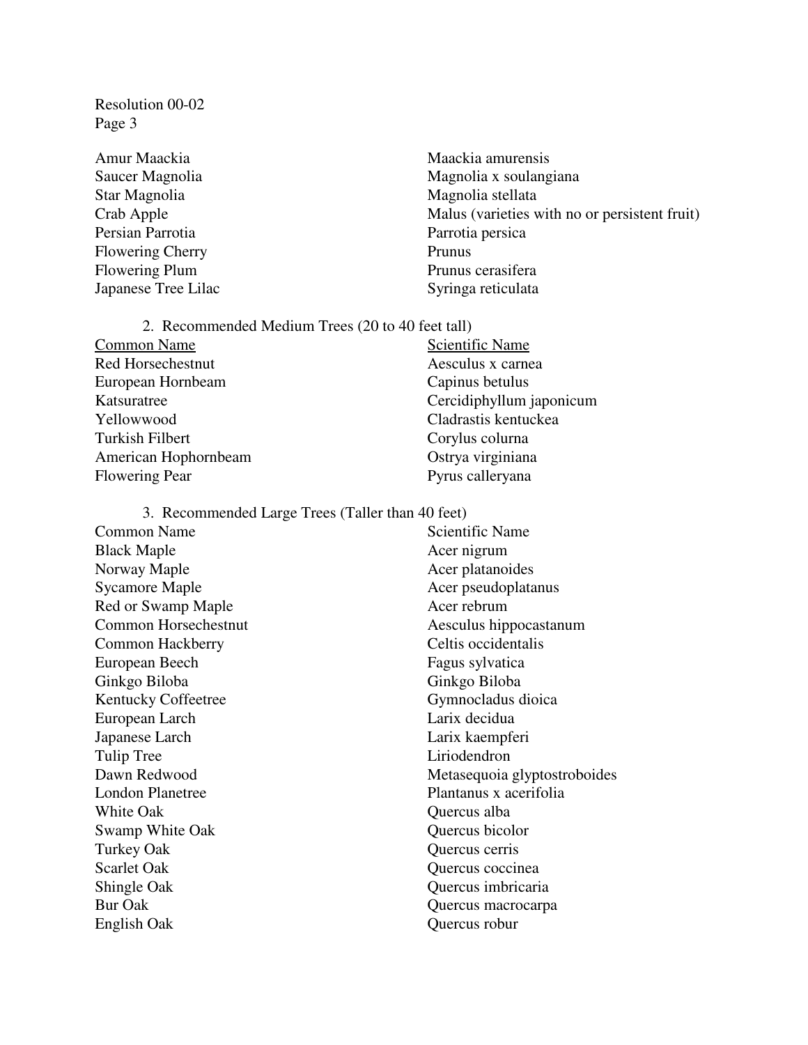| | |
|---|---|
| Amur Maackia | Maackia amurensis |
| Saucer Magnolia | Magnolia x soulangiana |
| Star Magnolia | Magnolia stellata |
| Crab Apple | Malus (varieties with no or persistent fruit) |
| Persian Parrotia | Parrotia persica |
| Flowering Cherry | Prunus |
| Flowering Plum | Prunus cerasifera |
| Japanese Tree Lilac | Syringa reticulata |

2. Recommended Medium Trees (20 to 40 feet tall)

| Common Name | Scientific Name |
|---|---|
| Red Horsechestnut | Aesculus x carnea |
| European Hornbeam | Capinus betulus |
| Katsuratree | Cercidiphyllum japonicum |
| Yellowwood | Cladrastis kentuckea |
| Turkish Filbert | Corylus colurna |
| American Hophornbeam | Ostrya virginiana |
| Flowering Pear | Pyrus calleryana |

3. Recommended Large Trees (Taller than 40 feet)

| Common Name | Scientific Name |
|---|---|
| Black Maple | Acer nigrum |
| Norway Maple | Acer platanoides |
| Sycamore Maple | Acer pseudoplatanus |
| Red or Swamp Maple | Acer rebrum |
| Common Horsechestnut | Aesculus hippocastanum |
| Common Hackberry | Celtis occidentalis |
| European Beech | Fagus sylvatica |
| Ginkgo Biloba | Ginkgo Biloba |
| Kentucky Coffeetree | Gymnocladus dioica |
| European Larch | Larix decidua |
| Japanese Larch | Larix kaempferi |
| Tulip Tree | Liriodendron |
| Dawn Redwood | Metasequoia glyptostroboides |
| London Planetree | Plantanus x acerifolia |
| White Oak | Quercus alba |
| Swamp White Oak | Quercus bicolor |
| Turkey Oak | Quercus cerris |
| Scarlet Oak | Quercus coccinea |
| Shingle Oak | Quercus imbricaria |
| Bur Oak | Quercus macrocarpa |
| English Oak | Quercus robur |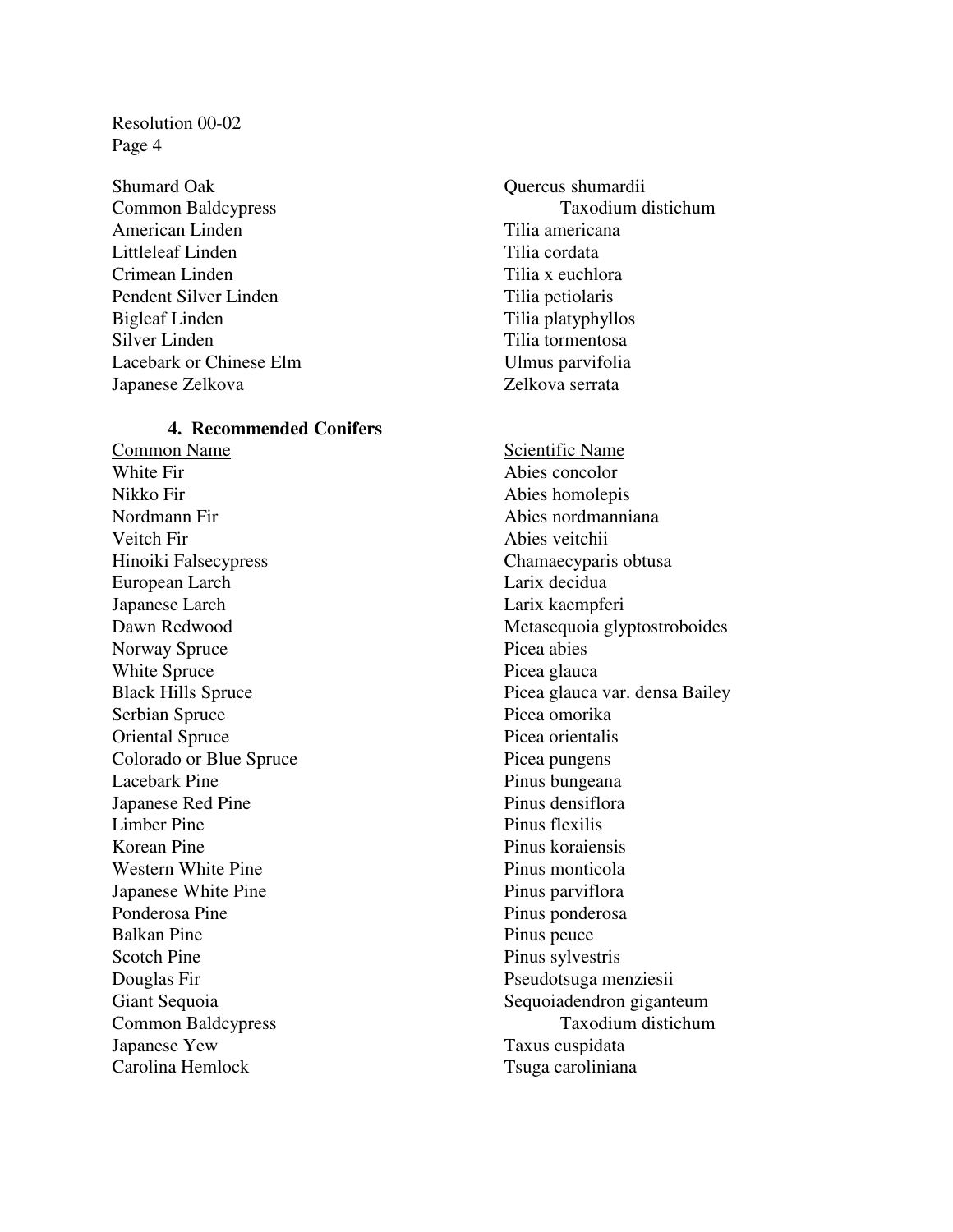| | |
|---|---|
| Shumard Oak | Quercus shumardii |
| Common Baldcypress | Taxodium distichum |
| American Linden | Tilia americana |
| Littleleaf Linden | Tilia cordata |
| Crimean Linden | Tilia x euchlora |
| Pendent Silver Linden | Tilia petiolaris |
| Bigleaf Linden | Tilia platyphyllos |
| Silver Linden | Tilia tormentosa |
| Lacebark or Chinese Elm | Ulmus parvifolia |
| Japanese Zelkova | Zelkova serrata |

**4. Recommended Conifers**

| Common Name | Scientific Name |
|---|---|
| White Fir | Abies concolor |
| Nikko Fir | Abies homolepis |
| Nordmann Fir | Abies nordmanniana |
| Veitch Fir | Abies veitchii |
| Hinoiki Falsecypress | Chamaecyparis obtusa |
| European Larch | Larix decidua |
| Japanese Larch | Larix kaempferi |
| Dawn Redwood | Metasequoia glyptostroboides |
| Norway Spruce | Picea abies |
| White Spruce | Picea glauca |
| Black Hills Spruce | Picea glauca var. densa Bailey |
| Serbian Spruce | Picea omorika |
| Oriental Spruce | Picea orientalis |
| Colorado or Blue Spruce | Picea pungens |
| Lacebark Pine | Pinus bungeana |
| Japanese Red Pine | Pinus densiflora |
| Limber Pine | Pinus flexilis |
| Korean Pine | Pinus koraiensis |
| Western White Pine | Pinus monticola |
| Japanese White Pine | Pinus parviflora |
| Ponderosa Pine | Pinus ponderosa |
| Balkan Pine | Pinus peuce |
| Scotch Pine | Pinus sylvestris |
| Douglas Fir | Pseudotsuga menziesii |
| Giant Sequoia | Sequoiadendron giganteum |
| Common Baldcypress | Taxodium distichum |
| Japanese Yew | Taxus cuspidata |
| Carolina Hemlock | Tsuga caroliniana |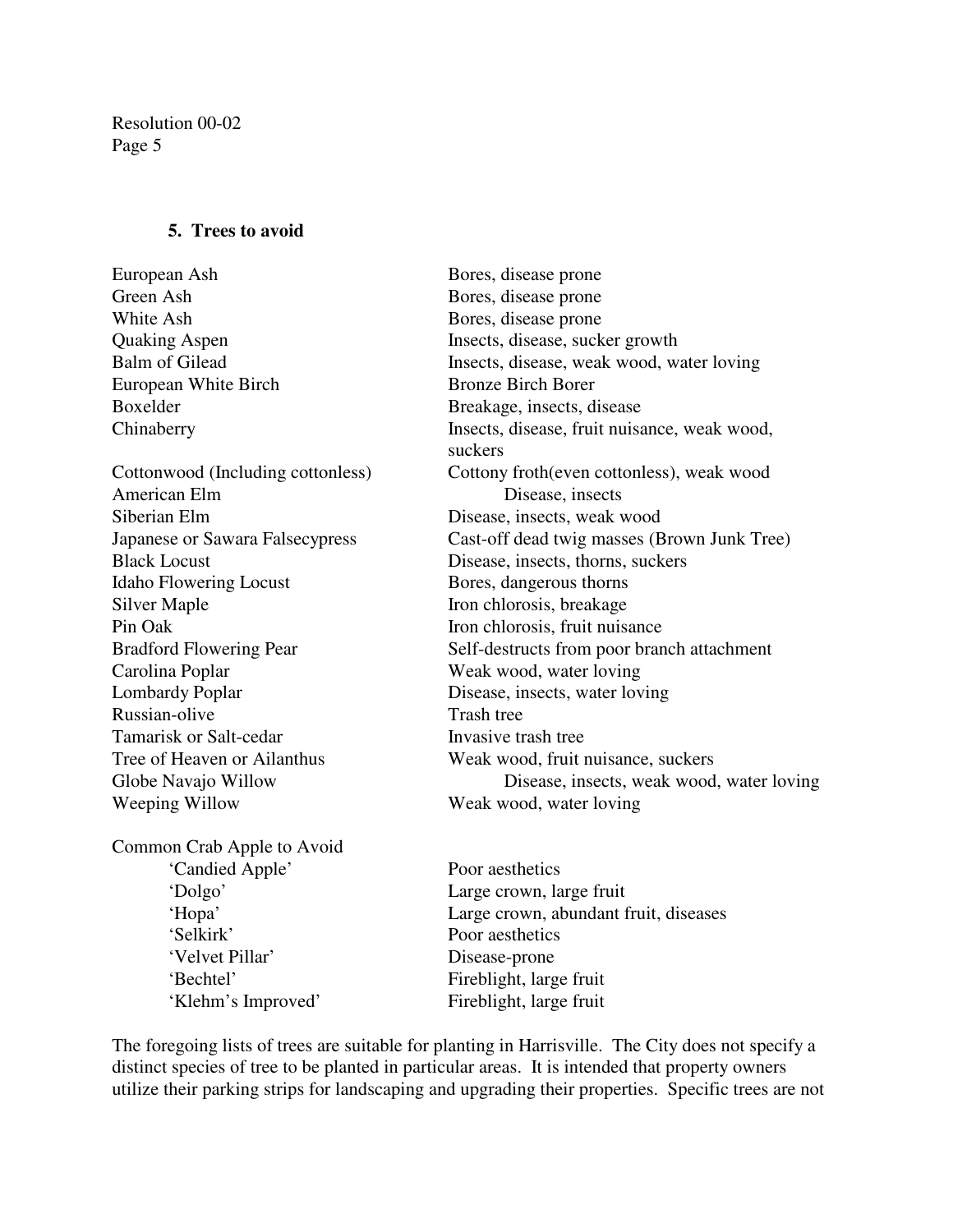### 5. Trees to avoid

| Tree | Reason |
|---|---|
| European Ash | Bores, disease prone |
| Green Ash | Bores, disease prone |
| White Ash | Bores, disease prone |
| Quaking Aspen | Insects, disease, sucker growth |
| Balm of Gilead | Insects, disease, weak wood, water loving |
| European White Birch | Bronze Birch Borer |
| Boxelder | Breakage, insects, disease |
| Chinaberry | Insects, disease, fruit nuisance, weak wood, suckers |
| Cottonwood (Including cottonless) | Cottony froth(even cottonless), weak wood |
| American Elm | Disease, insects |
| Siberian Elm | Disease, insects, weak wood |
| Japanese or Sawara Falsecypress | Cast-off dead twig masses (Brown Junk Tree) |
| Black Locust | Disease, insects, thorns, suckers |
| Idaho Flowering Locust | Bores, dangerous thorns |
| Silver Maple | Iron chlorosis, breakage |
| Pin Oak | Iron chlorosis, fruit nuisance |
| Bradford Flowering Pear | Self-destructs from poor branch attachment |
| Carolina Poplar | Weak wood, water loving |
| Lombardy Poplar | Disease, insects, water loving |
| Russian-olive | Trash tree |
| Tamarisk or Salt-cedar | Invasive trash tree |
| Tree of Heaven or Ailanthus | Weak wood, fruit nuisance, suckers |
| Globe Navajo Willow | Disease, insects, weak wood, water loving |
| Weeping Willow | Weak wood, water loving |

Common Crab Apple to Avoid

| Cultivar | Reason |
|---|---|
| 'Candied Apple' | Poor aesthetics |
| 'Dolgo' | Large crown, large fruit |
| 'Hopa' | Large crown, abundant fruit, diseases |
| 'Selkirk' | Poor aesthetics |
| 'Velvet Pillar' | Disease-prone |
| 'Bechtel' | Fireblight, large fruit |
| 'Klehm's Improved' | Fireblight, large fruit |

The foregoing lists of trees are suitable for planting in Harrisville. The City does not specify a distinct species of tree to be planted in particular areas. It is intended that property owners utilize their parking strips for landscaping and upgrading their properties. Specific trees are not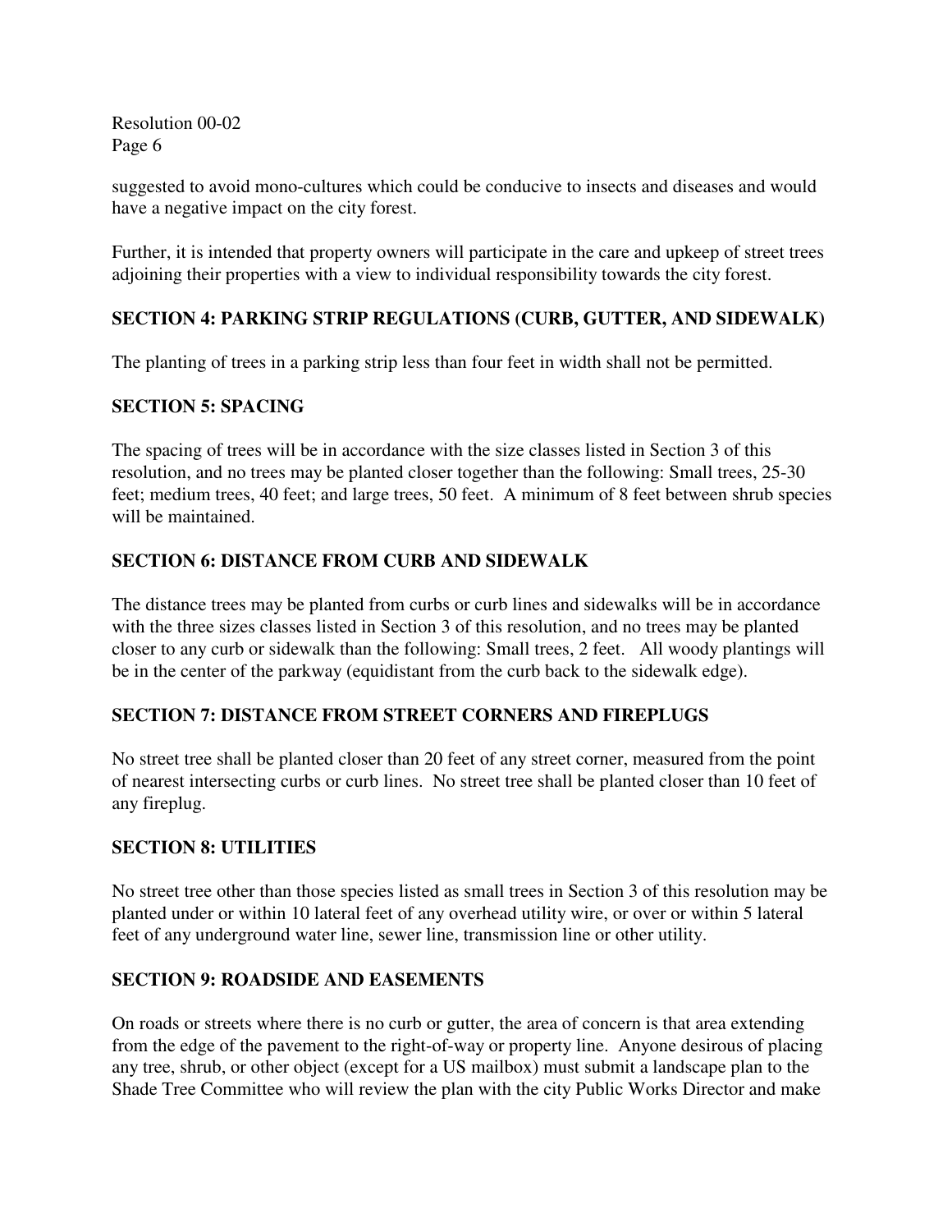suggested to avoid mono-cultures which could be conducive to insects and diseases and would have a negative impact on the city forest.

Further, it is intended that property owners will participate in the care and upkeep of street trees adjoining their properties with a view to individual responsibility towards the city forest.

## SECTION 4: PARKING STRIP REGULATIONS (CURB, GUTTER, AND SIDEWALK)

The planting of trees in a parking strip less than four feet in width shall not be permitted.

## SECTION 5: SPACING

The spacing of trees will be in accordance with the size classes listed in Section 3 of this resolution, and no trees may be planted closer together than the following: Small trees, 25-30 feet; medium trees, 40 feet; and large trees, 50 feet. A minimum of 8 feet between shrub species will be maintained.

## SECTION 6: DISTANCE FROM CURB AND SIDEWALK

The distance trees may be planted from curbs or curb lines and sidewalks will be in accordance with the three sizes classes listed in Section 3 of this resolution, and no trees may be planted closer to any curb or sidewalk than the following: Small trees, 2 feet. All woody plantings will be in the center of the parkway (equidistant from the curb back to the sidewalk edge).

## SECTION 7: DISTANCE FROM STREET CORNERS AND FIREPLUGS

No street tree shall be planted closer than 20 feet of any street corner, measured from the point of nearest intersecting curbs or curb lines. No street tree shall be planted closer than 10 feet of any fireplug.

## SECTION 8: UTILITIES

No street tree other than those species listed as small trees in Section 3 of this resolution may be planted under or within 10 lateral feet of any overhead utility wire, or over or within 5 lateral feet of any underground water line, sewer line, transmission line or other utility.

## SECTION 9: ROADSIDE AND EASEMENTS

On roads or streets where there is no curb or gutter, the area of concern is that area extending from the edge of the pavement to the right-of-way or property line. Anyone desirous of placing any tree, shrub, or other object (except for a US mailbox) must submit a landscape plan to the Shade Tree Committee who will review the plan with the city Public Works Director and make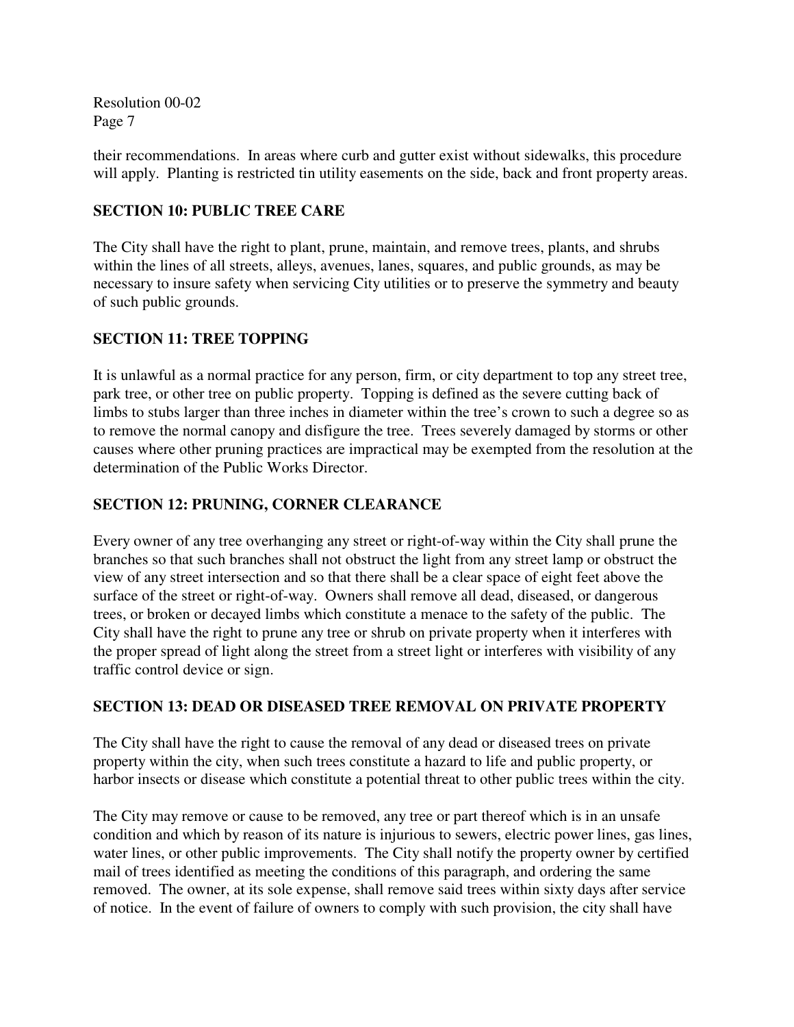their recommendations. In areas where curb and gutter exist without sidewalks, this procedure will apply. Planting is restricted tin utility easements on the side, back and front property areas.

## SECTION 10: PUBLIC TREE CARE

The City shall have the right to plant, prune, maintain, and remove trees, plants, and shrubs within the lines of all streets, alleys, avenues, lanes, squares, and public grounds, as may be necessary to insure safety when servicing City utilities or to preserve the symmetry and beauty of such public grounds.

## SECTION 11: TREE TOPPING

It is unlawful as a normal practice for any person, firm, or city department to top any street tree, park tree, or other tree on public property. Topping is defined as the severe cutting back of limbs to stubs larger than three inches in diameter within the tree's crown to such a degree so as to remove the normal canopy and disfigure the tree. Trees severely damaged by storms or other causes where other pruning practices are impractical may be exempted from the resolution at the determination of the Public Works Director.

## SECTION 12: PRUNING, CORNER CLEARANCE

Every owner of any tree overhanging any street or right-of-way within the City shall prune the branches so that such branches shall not obstruct the light from any street lamp or obstruct the view of any street intersection and so that there shall be a clear space of eight feet above the surface of the street or right-of-way. Owners shall remove all dead, diseased, or dangerous trees, or broken or decayed limbs which constitute a menace to the safety of the public. The City shall have the right to prune any tree or shrub on private property when it interferes with the proper spread of light along the street from a street light or interferes with visibility of any traffic control device or sign.

## SECTION 13: DEAD OR DISEASED TREE REMOVAL ON PRIVATE PROPERTY

The City shall have the right to cause the removal of any dead or diseased trees on private property within the city, when such trees constitute a hazard to life and public property, or harbor insects or disease which constitute a potential threat to other public trees within the city.

The City may remove or cause to be removed, any tree or part thereof which is in an unsafe condition and which by reason of its nature is injurious to sewers, electric power lines, gas lines, water lines, or other public improvements. The City shall notify the property owner by certified mail of trees identified as meeting the conditions of this paragraph, and ordering the same removed. The owner, at its sole expense, shall remove said trees within sixty days after service of notice. In the event of failure of owners to comply with such provision, the city shall have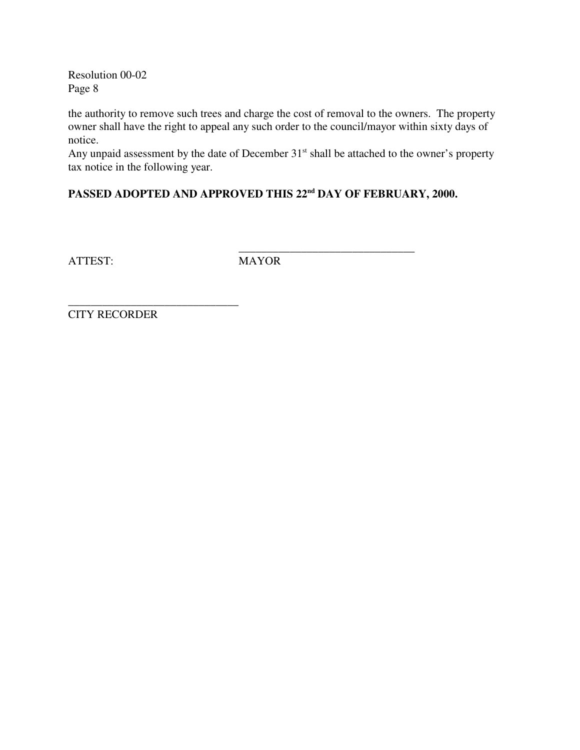the authority to remove such trees and charge the cost of removal to the owners. The property owner shall have the right to appeal any such order to the council/mayor within sixty days of notice.

Any unpaid assessment by the date of December 31st shall be attached to the owner's property tax notice in the following year.

**PASSED ADOPTED AND APPROVED THIS 22nd DAY OF FEBRUARY, 2000.**

ATTEST:

______________________________
MAYOR

______________________________
CITY RECORDER